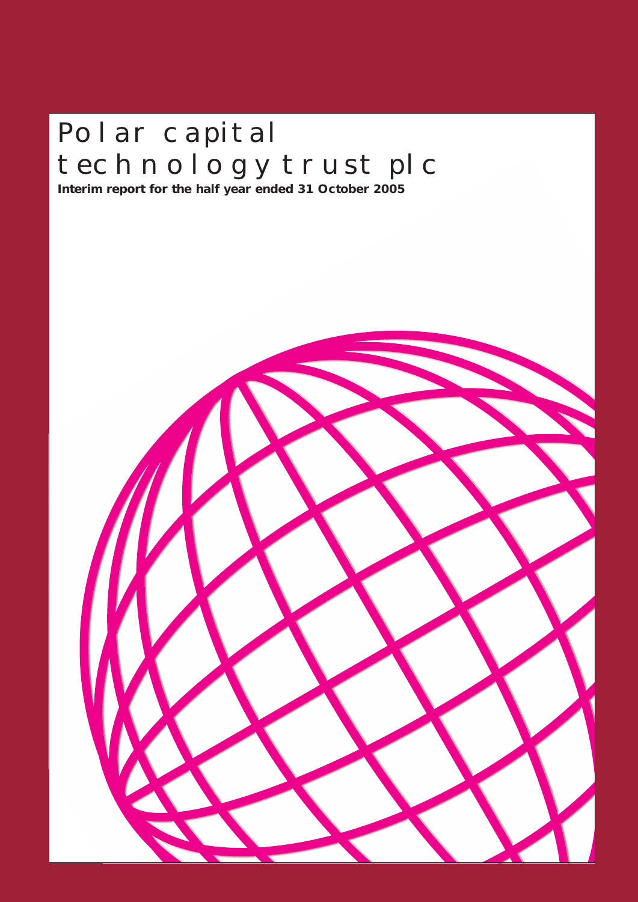# Polar capital technology trust plc

**Interim report for the half year ended 31 October 2005**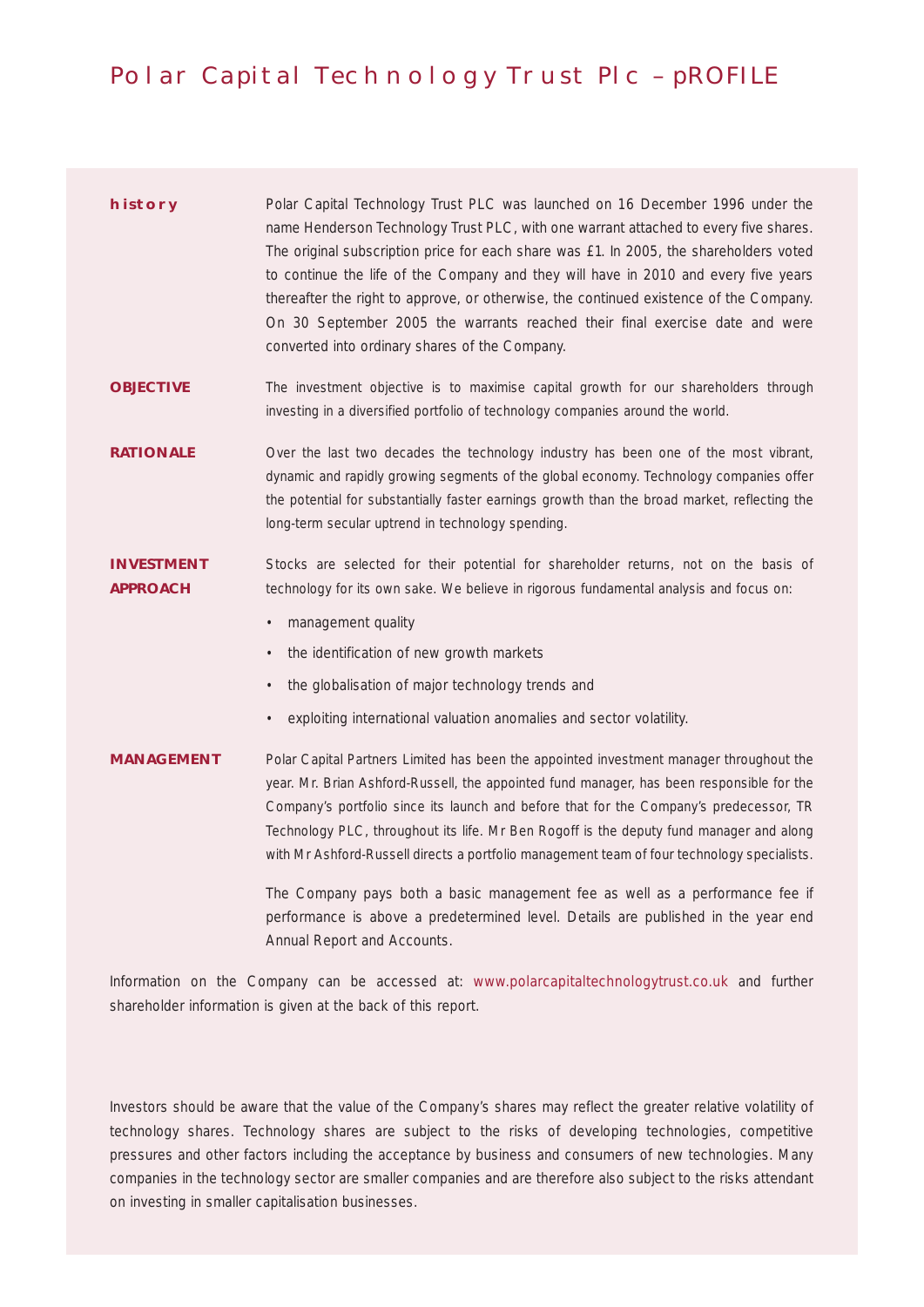# Polar Capital Technology Trust Plc – pROFILE

**history**

Polar Capital Technology Trust PLC was launched on 16 December 1996 under the name Henderson Technology Trust PLC, with one warrant attached to every five shares. The original subscription price for each share was £1. In 2005, the shareholders voted to continue the life of the Company and they will have in 2010 and every five years thereafter the right to approve, or otherwise, the continued existence of the Company. On 30 September 2005 the warrants reached their final exercise date and were converted into ordinary shares of the Company.

**OBJECTIVE**

The investment objective is to maximise capital growth for our shareholders through investing in a diversified portfolio of technology companies around the world.

**RATIONALE**

Over the last two decades the technology industry has been one of the most vibrant, dynamic and rapidly growing segments of the global economy. Technology companies offer the potential for substantially faster earnings growth than the broad market, reflecting the long-term secular uptrend in technology spending.

**INVESTMENT APPROACH**

Stocks are selected for their potential for shareholder returns, not on the basis of technology for its own sake. We believe in rigorous fundamental analysis and focus on:

- management quality
- the identification of new growth markets
- the globalisation of major technology trends and
- exploiting international valuation anomalies and sector volatility.

**MANAGEMENT**

Polar Capital Partners Limited has been the appointed investment manager throughout the year. Mr. Brian Ashford-Russell, the appointed fund manager, has been responsible for the Company's portfolio since its launch and before that for the Company's predecessor, TR Technology PLC, throughout its life. Mr Ben Rogoff is the deputy fund manager and along with Mr Ashford-Russell directs a portfolio management team of four technology specialists.

The Company pays both a basic management fee as well as a performance fee if performance is above a predetermined level. Details are published in the year end Annual Report and Accounts.

Information on the Company can be accessed at: www.polarcapitaltechnologytrust.co.uk and further shareholder information is given at the back of this report.

Investors should be aware that the value of the Company's shares may reflect the greater relative volatility of technology shares. Technology shares are subject to the risks of developing technologies, competitive pressures and other factors including the acceptance by business and consumers of new technologies. Many companies in the technology sector are smaller companies and are therefore also subject to the risks attendant on investing in smaller capitalisation businesses.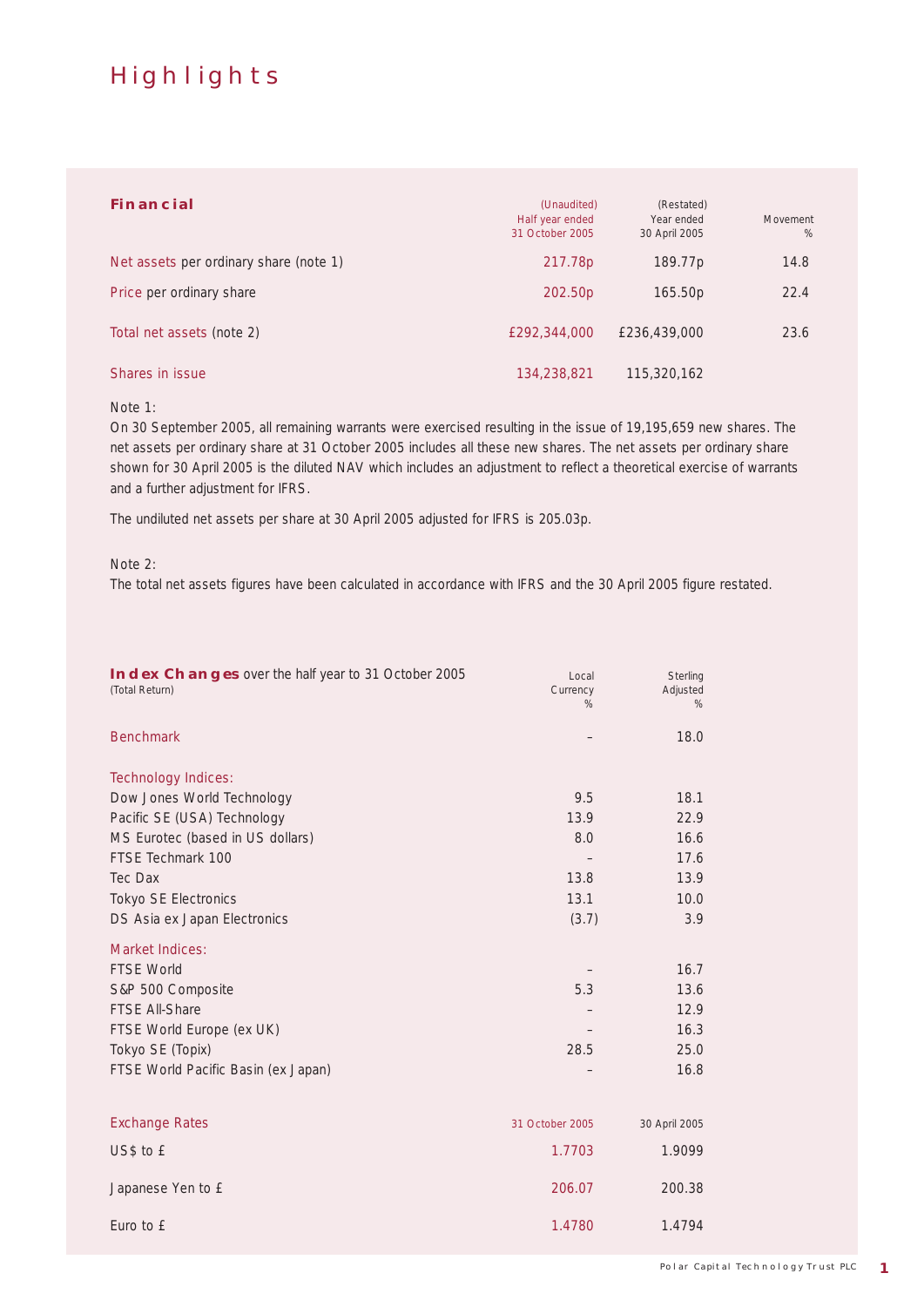# Highlights

| **Financial** | (Unaudited) Half year ended 31 October 2005 | (Restated) Year ended 30 April 2005 | Movement % |
|---|---|---|---|
| Net assets per ordinary share (note 1) | 217.78p | 189.77p | 14.8 |
| Price per ordinary share | 202.50p | 165.50p | 22.4 |
| Total net assets (note 2) | £292,344,000 | £236,439,000 | 23.6 |
| Shares in issue | 134,238,821 | 115,320,162 | |

Note 1:
On 30 September 2005, all remaining warrants were exercised resulting in the issue of 19,195,659 new shares. The net assets per ordinary share at 31 October 2005 includes all these new shares. The net assets per ordinary share shown for 30 April 2005 is the diluted NAV which includes an adjustment to reflect a theoretical exercise of warrants and a further adjustment for IFRS.

The undiluted net assets per share at 30 April 2005 adjusted for IFRS is 205.03p.

Note 2:
The total net assets figures have been calculated in accordance with IFRS and the 30 April 2005 figure restated.

| **Index Changes** over the half year to 31 October 2005 (Total Return) | Local Currency % | Sterling Adjusted % |
|---|---|---|
| Benchmark | – | 18.0 |
| **Technology Indices:** | | |
| Dow Jones World Technology | 9.5 | 18.1 |
| Pacific SE (USA) Technology | 13.9 | 22.9 |
| MS Eurotec (based in US dollars) | 8.0 | 16.6 |
| FTSE Techmark 100 | – | 17.6 |
| Tec Dax | 13.8 | 13.9 |
| Tokyo SE Electronics | 13.1 | 10.0 |
| DS Asia ex Japan Electronics | (3.7) | 3.9 |
| **Market Indices:** | | |
| FTSE World | – | 16.7 |
| S&P 500 Composite | 5.3 | 13.6 |
| FTSE All-Share | – | 12.9 |
| FTSE World Europe (ex UK) | – | 16.3 |
| Tokyo SE (Topix) | 28.5 | 25.0 |
| FTSE World Pacific Basin (ex Japan) | – | 16.8 |

| Exchange Rates | 31 October 2005 | 30 April 2005 |
|---|---|---|
| US$ to £ | 1.7703 | 1.9099 |
| Japanese Yen to £ | 206.07 | 200.38 |
| Euro to £ | 1.4780 | 1.4794 |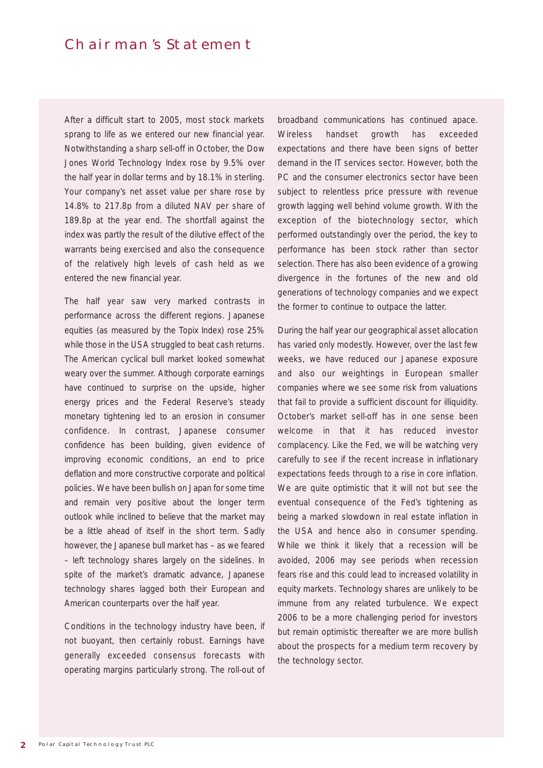# Chairman's Statement

After a difficult start to 2005, most stock markets sprang to life as we entered our new financial year. Notwithstanding a sharp sell-off in October, the Dow Jones World Technology Index rose by 9.5% over the half year in dollar terms and by 18.1% in sterling. Your company's net asset value per share rose by 14.8% to 217.8p from a diluted NAV per share of 189.8p at the year end. The shortfall against the index was partly the result of the dilutive effect of the warrants being exercised and also the consequence of the relatively high levels of cash held as we entered the new financial year.

The half year saw very marked contrasts in performance across the different regions. Japanese equities (as measured by the Topix Index) rose 25% while those in the USA struggled to beat cash returns. The American cyclical bull market looked somewhat weary over the summer. Although corporate earnings have continued to surprise on the upside, higher energy prices and the Federal Reserve's steady monetary tightening led to an erosion in consumer confidence. In contrast, Japanese consumer confidence has been building, given evidence of improving economic conditions, an end to price deflation and more constructive corporate and political policies. We have been bullish on Japan for some time and remain very positive about the longer term outlook while inclined to believe that the market may be a little ahead of itself in the short term. Sadly however, the Japanese bull market has – as we feared – left technology shares largely on the sidelines. In spite of the market's dramatic advance, Japanese technology shares lagged both their European and American counterparts over the half year.

Conditions in the technology industry have been, if not buoyant, then certainly robust. Earnings have generally exceeded consensus forecasts with operating margins particularly strong. The roll-out of broadband communications has continued apace. Wireless handset growth has exceeded expectations and there have been signs of better demand in the IT services sector. However, both the PC and the consumer electronics sector have been subject to relentless price pressure with revenue growth lagging well behind volume growth. With the exception of the biotechnology sector, which performed outstandingly over the period, the key to performance has been stock rather than sector selection. There has also been evidence of a growing divergence in the fortunes of the new and old generations of technology companies and we expect the former to continue to outpace the latter.

During the half year our geographical asset allocation has varied only modestly. However, over the last few weeks, we have reduced our Japanese exposure and also our weightings in European smaller companies where we see some risk from valuations that fail to provide a sufficient discount for illiquidity. October's market sell-off has in one sense been welcome in that it has reduced investor complacency. Like the Fed, we will be watching very carefully to see if the recent increase in inflationary expectations feeds through to a rise in core inflation. We are quite optimistic that it will not but see the eventual consequence of the Fed's tightening as being a marked slowdown in real estate inflation in the USA and hence also in consumer spending. While we think it likely that a recession will be avoided, 2006 may see periods when recession fears rise and this could lead to increased volatility in equity markets. Technology shares are unlikely to be immune from any related turbulence. We expect 2006 to be a more challenging period for investors but remain optimistic thereafter we are more bullish about the prospects for a medium term recovery by the technology sector.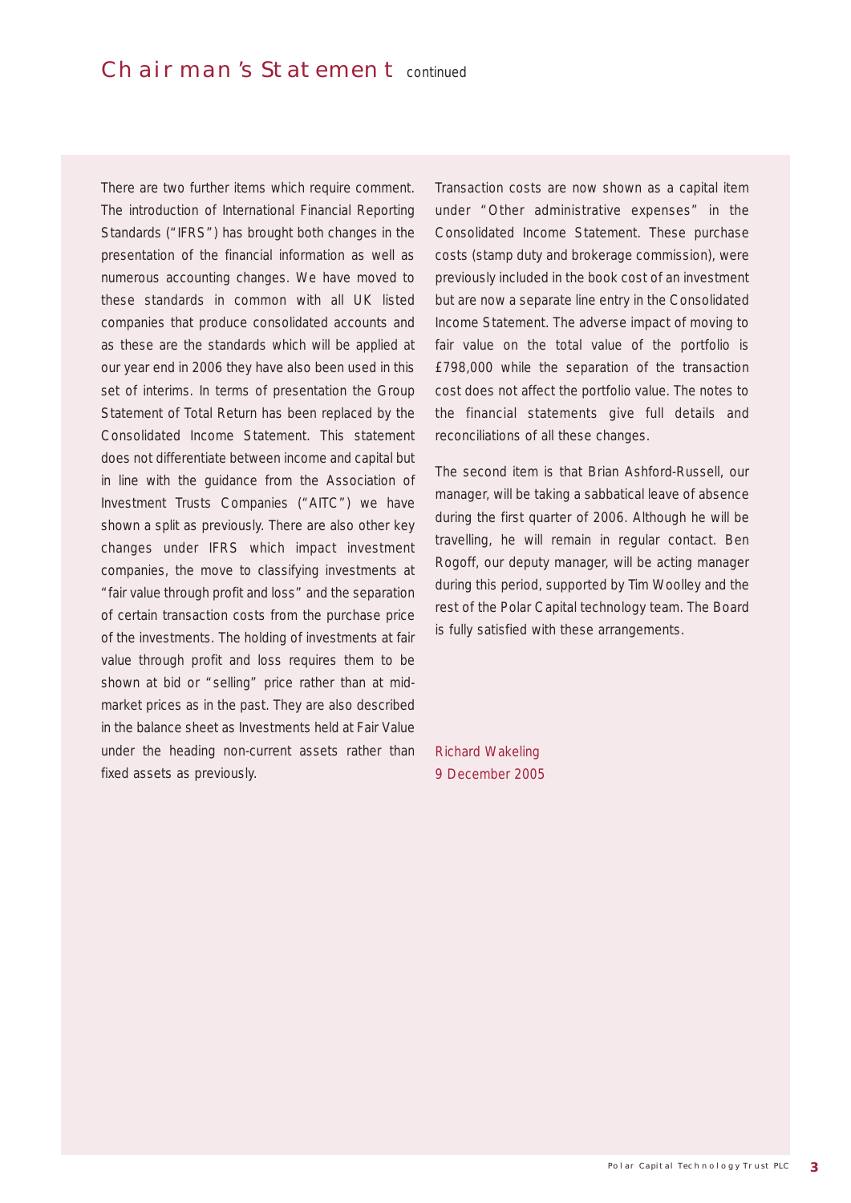# Chairman's Statement continued

There are two further items which require comment. The introduction of International Financial Reporting Standards ("IFRS") has brought both changes in the presentation of the financial information as well as numerous accounting changes. We have moved to these standards in common with all UK listed companies that produce consolidated accounts and as these are the standards which will be applied at our year end in 2006 they have also been used in this set of interims. In terms of presentation the Group Statement of Total Return has been replaced by the Consolidated Income Statement. This statement does not differentiate between income and capital but in line with the guidance from the Association of Investment Trusts Companies ("AITC") we have shown a split as previously. There are also other key changes under IFRS which impact investment companies, the move to classifying investments at "fair value through profit and loss" and the separation of certain transaction costs from the purchase price of the investments. The holding of investments at fair value through profit and loss requires them to be shown at bid or "selling" price rather than at mid-market prices as in the past. They are also described in the balance sheet as Investments held at Fair Value under the heading non-current assets rather than fixed assets as previously.

Transaction costs are now shown as a capital item under "Other administrative expenses" in the Consolidated Income Statement. These purchase costs (stamp duty and brokerage commission), were previously included in the book cost of an investment but are now a separate line entry in the Consolidated Income Statement. The adverse impact of moving to fair value on the total value of the portfolio is £798,000 while the separation of the transaction cost does not affect the portfolio value. The notes to the financial statements give full details and reconciliations of all these changes.

The second item is that Brian Ashford-Russell, our manager, will be taking a sabbatical leave of absence during the first quarter of 2006. Although he will be travelling, he will remain in regular contact. Ben Rogoff, our deputy manager, will be acting manager during this period, supported by Tim Woolley and the rest of the Polar Capital technology team. The Board is fully satisfied with these arrangements.

Richard Wakeling
9 December 2005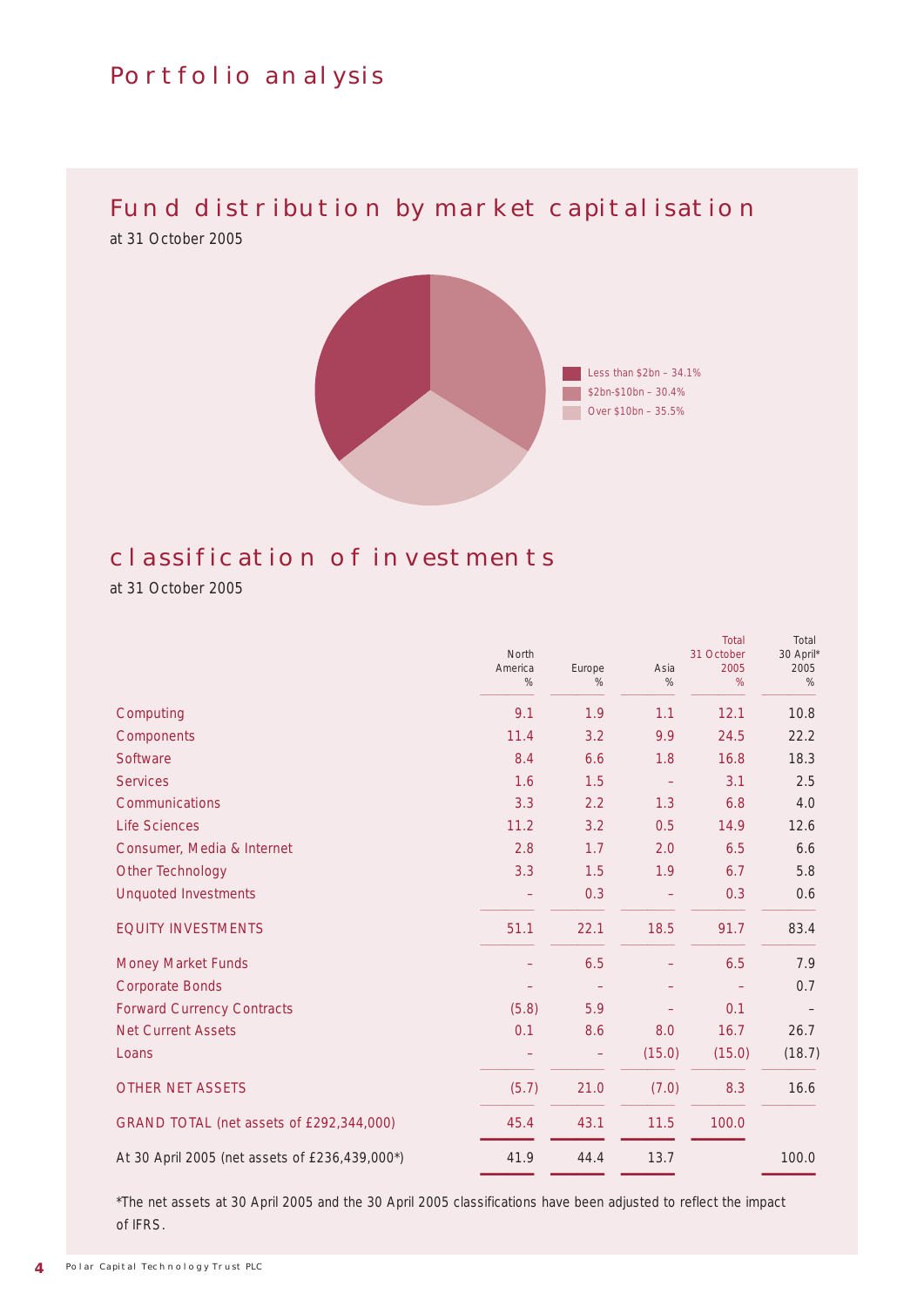# Portfolio analysis

## Fund distribution by market capitalisation

at 31 October 2005

- Less than $2bn – 34.1%
- $2bn-$10bn – 30.4%
- Over $10bn – 35.5%

## classification of investments

at 31 October 2005

| | North America % | Europe % | Asia % | Total 31 October 2005 % | Total 30 April* 2005 % |
|---|---|---|---|---|---|
| Computing | 9.1 | 1.9 | 1.1 | 12.1 | 10.8 |
| Components | 11.4 | 3.2 | 9.9 | 24.5 | 22.2 |
| Software | 8.4 | 6.6 | 1.8 | 16.8 | 18.3 |
| Services | 1.6 | 1.5 | – | 3.1 | 2.5 |
| Communications | 3.3 | 2.2 | 1.3 | 6.8 | 4.0 |
| Life Sciences | 11.2 | 3.2 | 0.5 | 14.9 | 12.6 |
| Consumer, Media & Internet | 2.8 | 1.7 | 2.0 | 6.5 | 6.6 |
| Other Technology | 3.3 | 1.5 | 1.9 | 6.7 | 5.8 |
| Unquoted Investments | – | 0.3 | – | 0.3 | 0.6 |
| EQUITY INVESTMENTS | 51.1 | 22.1 | 18.5 | 91.7 | 83.4 |
| Money Market Funds | – | 6.5 | – | 6.5 | 7.9 |
| Corporate Bonds | – | – | – | – | 0.7 |
| Forward Currency Contracts | (5.8) | 5.9 | – | 0.1 | – |
| Net Current Assets | 0.1 | 8.6 | 8.0 | 16.7 | 26.7 |
| Loans | – | – | (15.0) | (15.0) | (18.7) |
| OTHER NET ASSETS | (5.7) | 21.0 | (7.0) | 8.3 | 16.6 |
| GRAND TOTAL (net assets of £292,344,000) | 45.4 | 43.1 | 11.5 | 100.0 | |
| At 30 April 2005 (net assets of £236,439,000*) | 41.9 | 44.4 | 13.7 | | 100.0 |

*The net assets at 30 April 2005 and the 30 April 2005 classifications have been adjusted to reflect the impact of IFRS.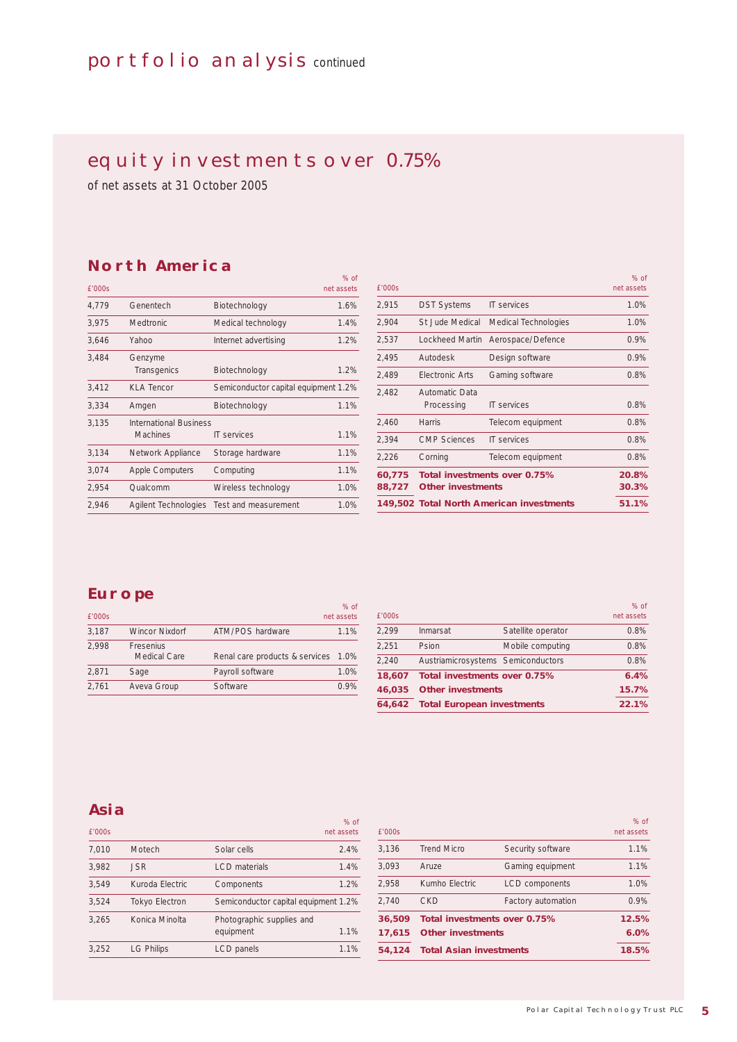# portfolio analysis continued

## equity investments over 0.75%

of net assets at 31 October 2005

### North America

| £'000s | | | % of net assets |
|---|---|---|---|
| 4,779 | Genentech | Biotechnology | 1.6% |
| 3,975 | Medtronic | Medical technology | 1.4% |
| 3,646 | Yahoo | Internet advertising | 1.2% |
| 3,484 | Genzyme Transgenics | Biotechnology | 1.2% |
| 3,412 | KLA Tencor | Semiconductor capital equipment | 1.2% |
| 3,334 | Amgen | Biotechnology | 1.1% |
| 3,135 | International Business Machines | IT services | 1.1% |
| 3,134 | Network Appliance | Storage hardware | 1.1% |
| 3,074 | Apple Computers | Computing | 1.1% |
| 2,954 | Qualcomm | Wireless technology | 1.0% |
| 2,946 | Agilent Technologies | Test and measurement | 1.0% |
| 2,915 | DST Systems | IT services | 1.0% |
| 2,904 | St Jude Medical | Medical Technologies | 1.0% |
| 2,537 | Lockheed Martin | Aerospace/Defence | 0.9% |
| 2,495 | Autodesk | Design software | 0.9% |
| 2,489 | Electronic Arts | Gaming software | 0.8% |
| 2,482 | Automatic Data Processing | IT services | 0.8% |
| 2,460 | Harris | Telecom equipment | 0.8% |
| 2,394 | CMP Sciences | IT services | 0.8% |
| 2,226 | Corning | Telecom equipment | 0.8% |
| **60,775** | **Total investments over 0.75%** | | **20.8%** |
| **88,727** | **Other investments** | | **30.3%** |
| **149,502** | **Total North American investments** | | **51.1%** |

### Europe

| £'000s | | | % of net assets |
|---|---|---|---|
| 3,187 | Wincor Nixdorf | ATM/POS hardware | 1.1% |
| 2,998 | Fresenius Medical Care | Renal care products & services | 1.0% |
| 2,871 | Sage | Payroll software | 1.0% |
| 2,761 | Aveva Group | Software | 0.9% |
| 2,299 | Inmarsat | Satellite operator | 0.8% |
| 2,251 | Psion | Mobile computing | 0.8% |
| 2,240 | Austriamicrosystems | Semiconductors | 0.8% |
| **18,607** | **Total investments over 0.75%** | | **6.4%** |
| **46,035** | **Other investments** | | **15.7%** |
| **64,642** | **Total European investments** | | **22.1%** |

### Asia

| £'000s | | | % of net assets |
|---|---|---|---|
| 7,010 | Motech | Solar cells | 2.4% |
| 3,982 | JSR | LCD materials | 1.4% |
| 3,549 | Kuroda Electric | Components | 1.2% |
| 3,524 | Tokyo Electron | Semiconductor capital equipment | 1.2% |
| 3,265 | Konica Minolta | Photographic supplies and equipment | 1.1% |
| 3,252 | LG Philips | LCD panels | 1.1% |
| 3,136 | Trend Micro | Security software | 1.1% |
| 3,093 | Aruze | Gaming equipment | 1.1% |
| 2,958 | Kumho Electric | LCD components | 1.0% |
| 2,740 | CKD | Factory automation | 0.9% |
| **36,509** | **Total investments over 0.75%** | | **12.5%** |
| **17,615** | **Other investments** | | **6.0%** |
| **54,124** | **Total Asian investments** | | **18.5%** |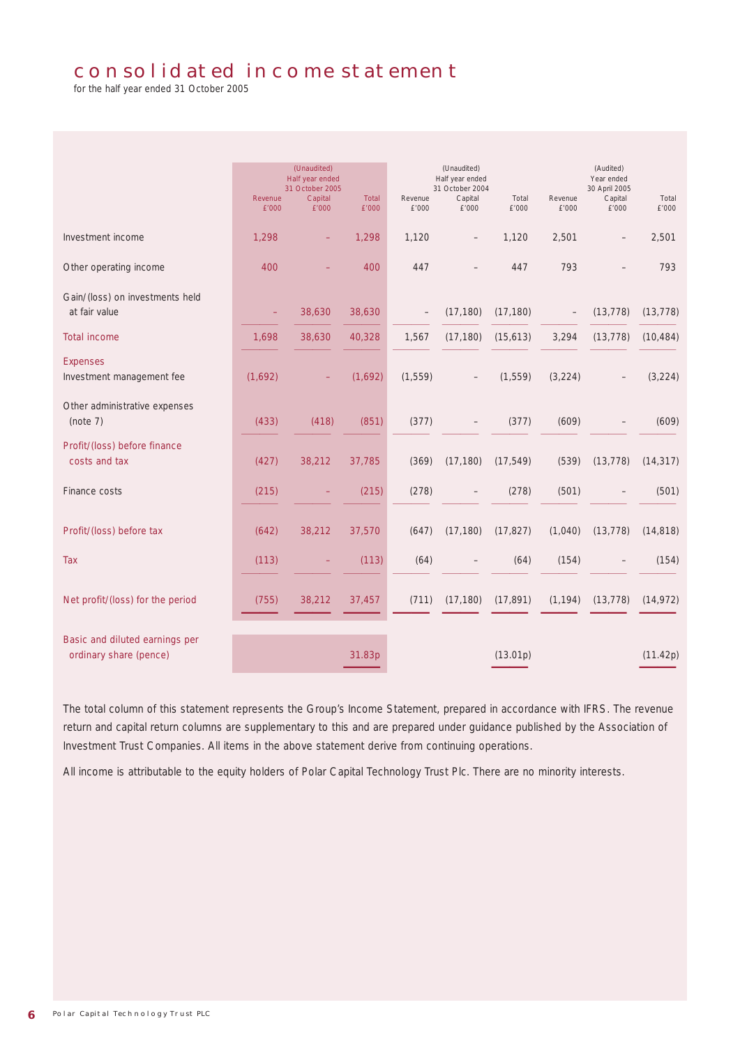# consolidated income statement

for the half year ended 31 October 2005

| | (Unaudited) Half year ended 31 October 2005 | | | (Unaudited) Half year ended 31 October 2004 | | | (Audited) Year ended 30 April 2005 | | |
|---|---|---|---|---|---|---|---|---|---|
| | Revenue £'000 | Capital £'000 | Total £'000 | Revenue £'000 | Capital £'000 | Total £'000 | Revenue £'000 | Capital £'000 | Total £'000 |
| Investment income | 1,298 | – | 1,298 | 1,120 | – | 1,120 | 2,501 | – | 2,501 |
| Other operating income | 400 | – | 400 | 447 | – | 447 | 793 | – | 793 |
| Gain/(loss) on investments held at fair value | – | 38,630 | 38,630 | – | (17,180) | (17,180) | – | (13,778) | (13,778) |
| Total income | 1,698 | 38,630 | 40,328 | 1,567 | (17,180) | (15,613) | 3,294 | (13,778) | (10,484) |
| **Expenses** | | | | | | | | | |
| Investment management fee | (1,692) | – | (1,692) | (1,559) | – | (1,559) | (3,224) | – | (3,224) |
| Other administrative expenses (note 7) | (433) | (418) | (851) | (377) | – | (377) | (609) | – | (609) |
| Profit/(loss) before finance costs and tax | (427) | 38,212 | 37,785 | (369) | (17,180) | (17,549) | (539) | (13,778) | (14,317) |
| Finance costs | (215) | – | (215) | (278) | – | (278) | (501) | – | (501) |
| Profit/(loss) before tax | (642) | 38,212 | 37,570 | (647) | (17,180) | (17,827) | (1,040) | (13,778) | (14,818) |
| Tax | (113) | – | (113) | (64) | – | (64) | (154) | – | (154) |
| Net profit/(loss) for the period | (755) | 38,212 | 37,457 | (711) | (17,180) | (17,891) | (1,194) | (13,778) | (14,972) |
| Basic and diluted earnings per ordinary share (pence) | | | 31.83p | | | (13.01p) | | | (11.42p) |

The total column of this statement represents the Group's Income Statement, prepared in accordance with IFRS. The revenue return and capital return columns are supplementary to this and are prepared under guidance published by the Association of Investment Trust Companies. All items in the above statement derive from continuing operations.

All income is attributable to the equity holders of Polar Capital Technology Trust Plc. There are no minority interests.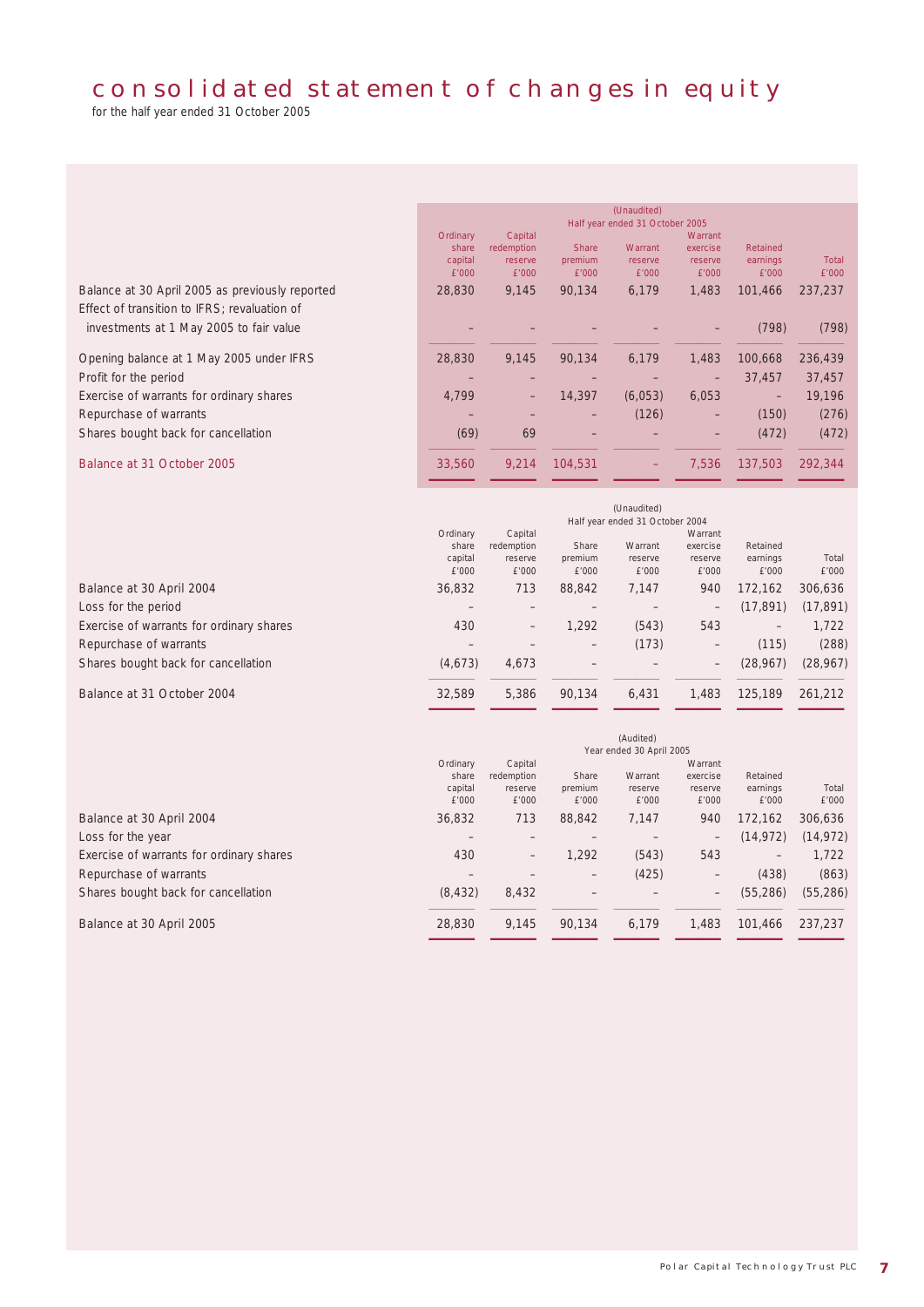# consolidated statement of changes in equity

for the half year ended 31 October 2005

| | (Unaudited) Half year ended 31 October 2005 | | | | | | |
|---|---|---|---|---|---|---|---|
| | Ordinary share capital £'000 | Capital redemption reserve £'000 | Share premium £'000 | Warrant reserve £'000 | Warrant exercise reserve £'000 | Retained earnings £'000 | Total £'000 |
| Balance at 30 April 2005 as previously reported | 28,830 | 9,145 | 90,134 | 6,179 | 1,483 | 101,466 | 237,237 |
| Effect of transition to IFRS; revaluation of investments at 1 May 2005 to fair value | – | – | – | – | – | (798) | (798) |
| Opening balance at 1 May 2005 under IFRS | 28,830 | 9,145 | 90,134 | 6,179 | 1,483 | 100,668 | 236,439 |
| Profit for the period | – | – | – | – | – | 37,457 | 37,457 |
| Exercise of warrants for ordinary shares | 4,799 | – | 14,397 | (6,053) | 6,053 | – | 19,196 |
| Repurchase of warrants | – | – | – | (126) | – | (150) | (276) |
| Shares bought back for cancellation | (69) | 69 | – | – | – | (472) | (472) |
| Balance at 31 October 2005 | 33,560 | 9,214 | 104,531 | – | 7,536 | 137,503 | 292,344 |

| | (Unaudited) Half year ended 31 October 2004 | | | | | | |
|---|---|---|---|---|---|---|---|
| | Ordinary share capital £'000 | Capital redemption reserve £'000 | Share premium £'000 | Warrant reserve £'000 | Warrant exercise reserve £'000 | Retained earnings £'000 | Total £'000 |
| Balance at 30 April 2004 | 36,832 | 713 | 88,842 | 7,147 | 940 | 172,162 | 306,636 |
| Loss for the period | – | – | – | – | – | (17,891) | (17,891) |
| Exercise of warrants for ordinary shares | 430 | – | 1,292 | (543) | 543 | – | 1,722 |
| Repurchase of warrants | – | – | – | (173) | – | (115) | (288) |
| Shares bought back for cancellation | (4,673) | 4,673 | – | – | – | (28,967) | (28,967) |
| Balance at 31 October 2004 | 32,589 | 5,386 | 90,134 | 6,431 | 1,483 | 125,189 | 261,212 |

| | (Audited) Year ended 30 April 2005 | | | | | | |
|---|---|---|---|---|---|---|---|
| | Ordinary share capital £'000 | Capital redemption reserve £'000 | Share premium £'000 | Warrant reserve £'000 | Warrant exercise reserve £'000 | Retained earnings £'000 | Total £'000 |
| Balance at 30 April 2004 | 36,832 | 713 | 88,842 | 7,147 | 940 | 172,162 | 306,636 |
| Loss for the year | – | – | – | – | – | (14,972) | (14,972) |
| Exercise of warrants for ordinary shares | 430 | – | 1,292 | (543) | 543 | – | 1,722 |
| Repurchase of warrants | – | – | – | (425) | – | (438) | (863) |
| Shares bought back for cancellation | (8,432) | 8,432 | – | – | – | (55,286) | (55,286) |
| Balance at 30 April 2005 | 28,830 | 9,145 | 90,134 | 6,179 | 1,483 | 101,466 | 237,237 |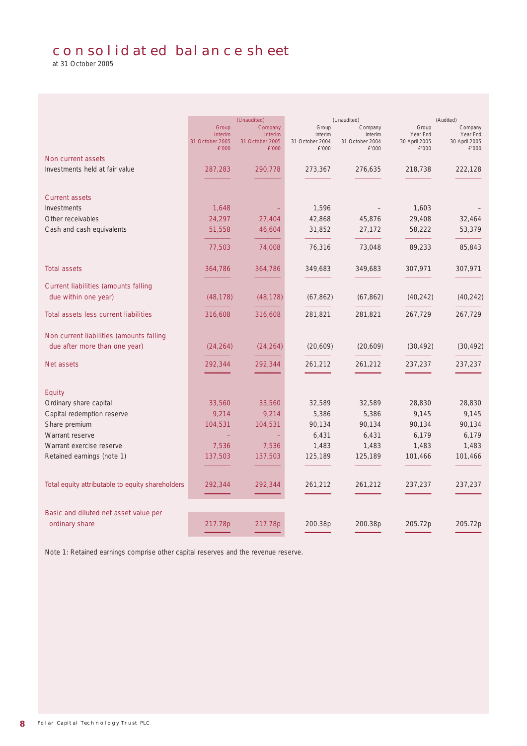# consolidated balance sheet

at 31 October 2005

| | (Unaudited) | | (Unaudited) | | (Audited) | |
|---|---|---|---|---|---|---|
| | Group Interim 31 October 2005 £'000 | Company Interim 31 October 2005 £'000 | Group Interim 31 October 2004 £'000 | Company Interim 31 October 2004 £'000 | Group Year End 30 April 2005 £'000 | Company Year End 30 April 2005 £'000 |
| **Non current assets** | | | | | | |
| Investments held at fair value | 287,283 | 290,778 | 273,367 | 276,635 | 218,738 | 222,128 |
| **Current assets** | | | | | | |
| Investments | 1,648 | – | 1,596 | – | 1,603 | – |
| Other receivables | 24,297 | 27,404 | 42,868 | 45,876 | 29,408 | 32,464 |
| Cash and cash equivalents | 51,558 | 46,604 | 31,852 | 27,172 | 58,222 | 53,379 |
| | 77,503 | 74,008 | 76,316 | 73,048 | 89,233 | 85,843 |
| **Total assets** | 364,786 | 364,786 | 349,683 | 349,683 | 307,971 | 307,971 |
| **Current liabilities (amounts falling due within one year)** | (48,178) | (48,178) | (67,862) | (67,862) | (40,242) | (40,242) |
| **Total assets less current liabilities** | 316,608 | 316,608 | 281,821 | 281,821 | 267,729 | 267,729 |
| **Non current liabilities (amounts falling due after more than one year)** | (24,264) | (24,264) | (20,609) | (20,609) | (30,492) | (30,492) |
| **Net assets** | 292,344 | 292,344 | 261,212 | 261,212 | 237,237 | 237,237 |
| **Equity** | | | | | | |
| Ordinary share capital | 33,560 | 33,560 | 32,589 | 32,589 | 28,830 | 28,830 |
| Capital redemption reserve | 9,214 | 9,214 | 5,386 | 5,386 | 9,145 | 9,145 |
| Share premium | 104,531 | 104,531 | 90,134 | 90,134 | 90,134 | 90,134 |
| Warrant reserve | – | – | 6,431 | 6,431 | 6,179 | 6,179 |
| Warrant exercise reserve | 7,536 | 7,536 | 1,483 | 1,483 | 1,483 | 1,483 |
| Retained earnings (note 1) | 137,503 | 137,503 | 125,189 | 125,189 | 101,466 | 101,466 |
| **Total equity attributable to equity shareholders** | 292,344 | 292,344 | 261,212 | 261,212 | 237,237 | 237,237 |
| **Basic and diluted net asset value per ordinary share** | 217.78p | 217.78p | 200.38p | 200.38p | 205.72p | 205.72p |

Note 1: Retained earnings comprise other capital reserves and the revenue reserve.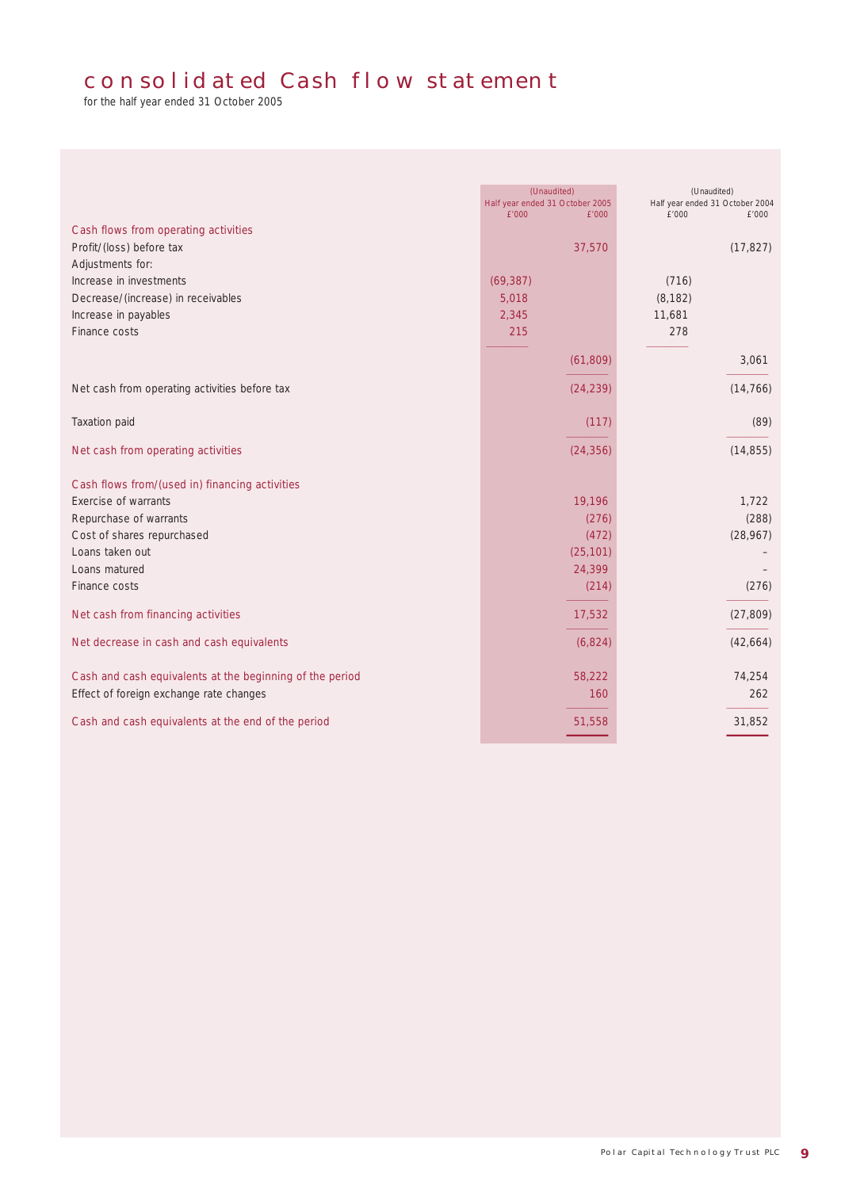# consolidated Cash flow statement

for the half year ended 31 October 2005

| | (Unaudited) Half year ended 31 October 2005 £'000 | £'000 | (Unaudited) Half year ended 31 October 2004 £'000 | £'000 |
|---|---|---|---|---|
| **Cash flows from operating activities** | | | | |
| Profit/(loss) before tax | | 37,570 | | (17,827) |
| Adjustments for: | | | | |
| Increase in investments | (69,387) | | (716) | |
| Decrease/(increase) in receivables | 5,018 | | (8,182) | |
| Increase in payables | 2,345 | | 11,681 | |
| Finance costs | 215 | | 278 | |
| | | (61,809) | | 3,061 |
| Net cash from operating activities before tax | | (24,239) | | (14,766) |
| Taxation paid | | (117) | | (89) |
| **Net cash from operating activities** | | (24,356) | | (14,855) |
| **Cash flows from/(used in) financing activities** | | | | |
| Exercise of warrants | | 19,196 | | 1,722 |
| Repurchase of warrants | | (276) | | (288) |
| Cost of shares repurchased | | (472) | | (28,967) |
| Loans taken out | | (25,101) | | – |
| Loans matured | | 24,399 | | – |
| Finance costs | | (214) | | (276) |
| **Net cash from financing activities** | | 17,532 | | (27,809) |
| **Net decrease in cash and cash equivalents** | | (6,824) | | (42,664) |
| **Cash and cash equivalents at the beginning of the period** | | 58,222 | | 74,254 |
| Effect of foreign exchange rate changes | | 160 | | 262 |
| **Cash and cash equivalents at the end of the period** | | 51,558 | | 31,852 |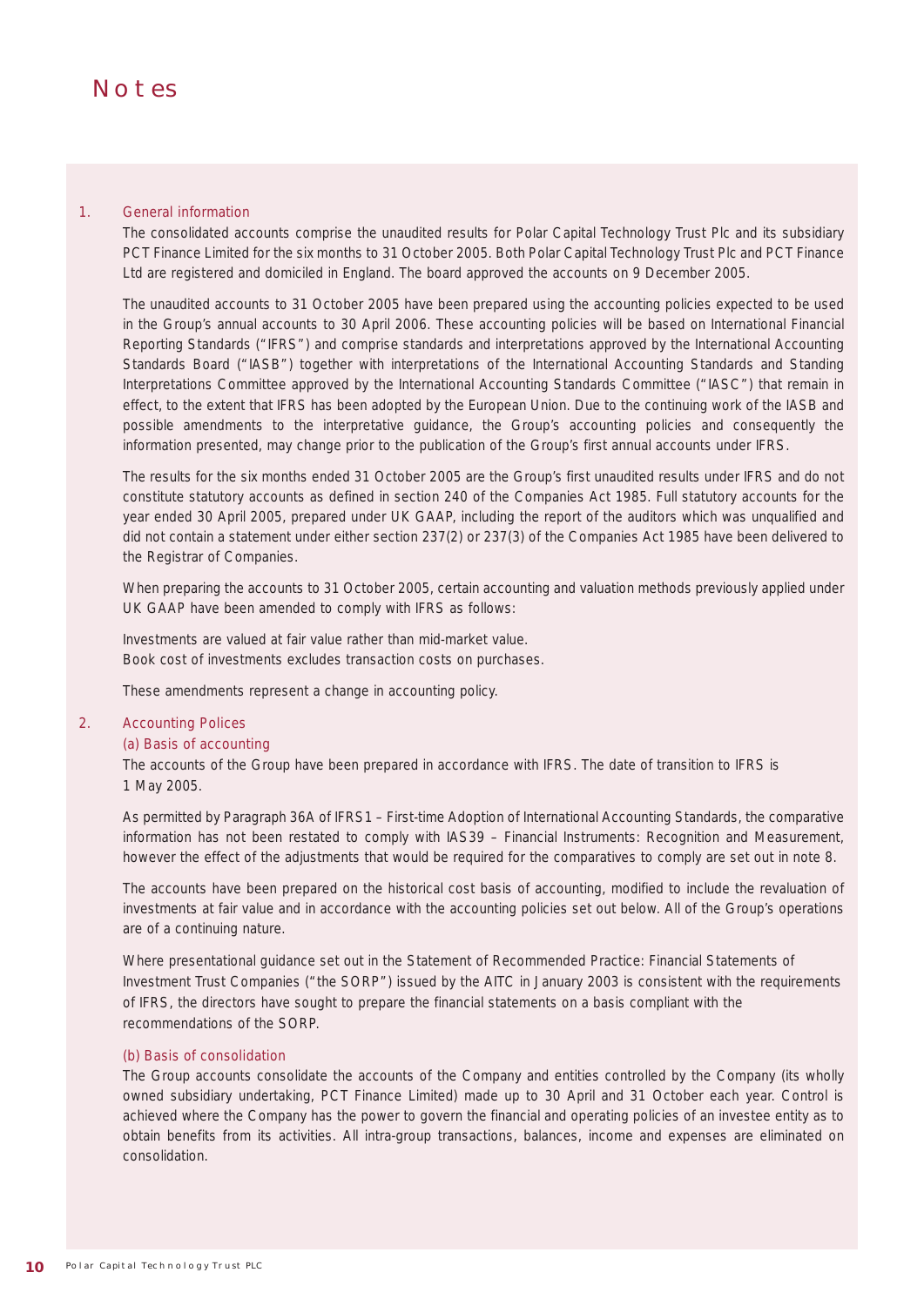# Notes

1. General information

The consolidated accounts comprise the unaudited results for Polar Capital Technology Trust Plc and its subsidiary PCT Finance Limited for the six months to 31 October 2005. Both Polar Capital Technology Trust Plc and PCT Finance Ltd are registered and domiciled in England. The board approved the accounts on 9 December 2005.

The unaudited accounts to 31 October 2005 have been prepared using the accounting policies expected to be used in the Group's annual accounts to 30 April 2006. These accounting policies will be based on International Financial Reporting Standards ("IFRS") and comprise standards and interpretations approved by the International Accounting Standards Board ("IASB") together with interpretations of the International Accounting Standards and Standing Interpretations Committee approved by the International Accounting Standards Committee ("IASC") that remain in effect, to the extent that IFRS has been adopted by the European Union. Due to the continuing work of the IASB and possible amendments to the interpretative guidance, the Group's accounting policies and consequently the information presented, may change prior to the publication of the Group's first annual accounts under IFRS.

The results for the six months ended 31 October 2005 are the Group's first unaudited results under IFRS and do not constitute statutory accounts as defined in section 240 of the Companies Act 1985. Full statutory accounts for the year ended 30 April 2005, prepared under UK GAAP, including the report of the auditors which was unqualified and did not contain a statement under either section 237(2) or 237(3) of the Companies Act 1985 have been delivered to the Registrar of Companies.

When preparing the accounts to 31 October 2005, certain accounting and valuation methods previously applied under UK GAAP have been amended to comply with IFRS as follows:

Investments are valued at fair value rather than mid-market value.
Book cost of investments excludes transaction costs on purchases.

These amendments represent a change in accounting policy.

2. Accounting Polices

(a) Basis of accounting

The accounts of the Group have been prepared in accordance with IFRS. The date of transition to IFRS is 1 May 2005.

As permitted by Paragraph 36A of IFRS1 – First-time Adoption of International Accounting Standards, the comparative information has not been restated to comply with IAS39 – Financial Instruments: Recognition and Measurement, however the effect of the adjustments that would be required for the comparatives to comply are set out in note 8.

The accounts have been prepared on the historical cost basis of accounting, modified to include the revaluation of investments at fair value and in accordance with the accounting policies set out below. All of the Group's operations are of a continuing nature.

Where presentational guidance set out in the Statement of Recommended Practice: Financial Statements of Investment Trust Companies ("the SORP") issued by the AITC in January 2003 is consistent with the requirements of IFRS, the directors have sought to prepare the financial statements on a basis compliant with the recommendations of the SORP.

(b) Basis of consolidation

The Group accounts consolidate the accounts of the Company and entities controlled by the Company (its wholly owned subsidiary undertaking, PCT Finance Limited) made up to 30 April and 31 October each year. Control is achieved where the Company has the power to govern the financial and operating policies of an investee entity as to obtain benefits from its activities. All intra-group transactions, balances, income and expenses are eliminated on consolidation.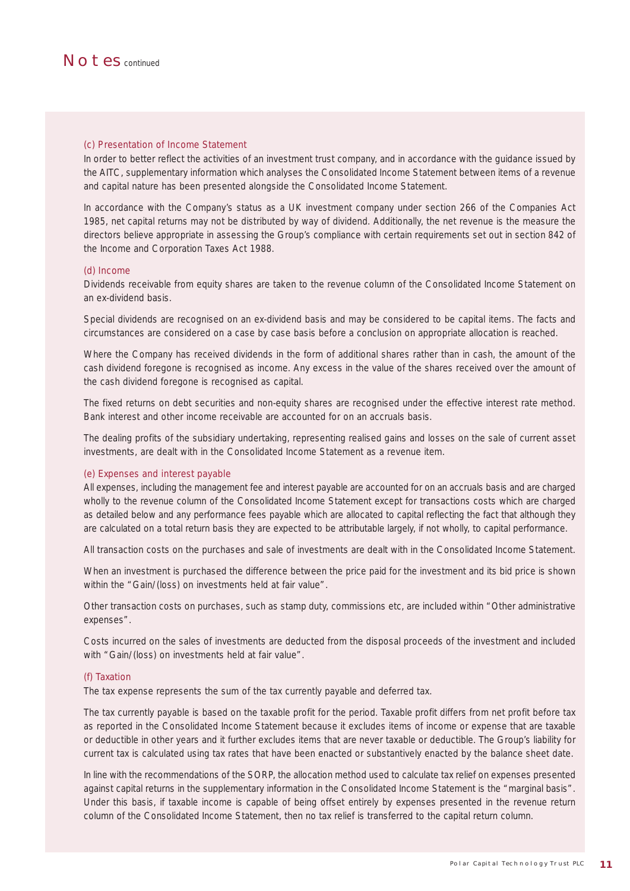# Notes continued

### (c) Presentation of Income Statement

In order to better reflect the activities of an investment trust company, and in accordance with the guidance issued by the AITC, supplementary information which analyses the Consolidated Income Statement between items of a revenue and capital nature has been presented alongside the Consolidated Income Statement.

In accordance with the Company's status as a UK investment company under section 266 of the Companies Act 1985, net capital returns may not be distributed by way of dividend. Additionally, the net revenue is the measure the directors believe appropriate in assessing the Group's compliance with certain requirements set out in section 842 of the Income and Corporation Taxes Act 1988.

### (d) Income

Dividends receivable from equity shares are taken to the revenue column of the Consolidated Income Statement on an ex-dividend basis.

Special dividends are recognised on an ex-dividend basis and may be considered to be capital items. The facts and circumstances are considered on a case by case basis before a conclusion on appropriate allocation is reached.

Where the Company has received dividends in the form of additional shares rather than in cash, the amount of the cash dividend foregone is recognised as income. Any excess in the value of the shares received over the amount of the cash dividend foregone is recognised as capital.

The fixed returns on debt securities and non-equity shares are recognised under the effective interest rate method. Bank interest and other income receivable are accounted for on an accruals basis.

The dealing profits of the subsidiary undertaking, representing realised gains and losses on the sale of current asset investments, are dealt with in the Consolidated Income Statement as a revenue item.

### (e) Expenses and interest payable

All expenses, including the management fee and interest payable are accounted for on an accruals basis and are charged wholly to the revenue column of the Consolidated Income Statement except for transactions costs which are charged as detailed below and any performance fees payable which are allocated to capital reflecting the fact that although they are calculated on a total return basis they are expected to be attributable largely, if not wholly, to capital performance.

All transaction costs on the purchases and sale of investments are dealt with in the Consolidated Income Statement.

When an investment is purchased the difference between the price paid for the investment and its bid price is shown within the "Gain/(loss) on investments held at fair value".

Other transaction costs on purchases, such as stamp duty, commissions etc, are included within "Other administrative expenses".

Costs incurred on the sales of investments are deducted from the disposal proceeds of the investment and included with "Gain/(loss) on investments held at fair value".

### (f) Taxation

The tax expense represents the sum of the tax currently payable and deferred tax.

The tax currently payable is based on the taxable profit for the period. Taxable profit differs from net profit before tax as reported in the Consolidated Income Statement because it excludes items of income or expense that are taxable or deductible in other years and it further excludes items that are never taxable or deductible. The Group's liability for current tax is calculated using tax rates that have been enacted or substantively enacted by the balance sheet date.

In line with the recommendations of the SORP, the allocation method used to calculate tax relief on expenses presented against capital returns in the supplementary information in the Consolidated Income Statement is the "marginal basis". Under this basis, if taxable income is capable of being offset entirely by expenses presented in the revenue return column of the Consolidated Income Statement, then no tax relief is transferred to the capital return column.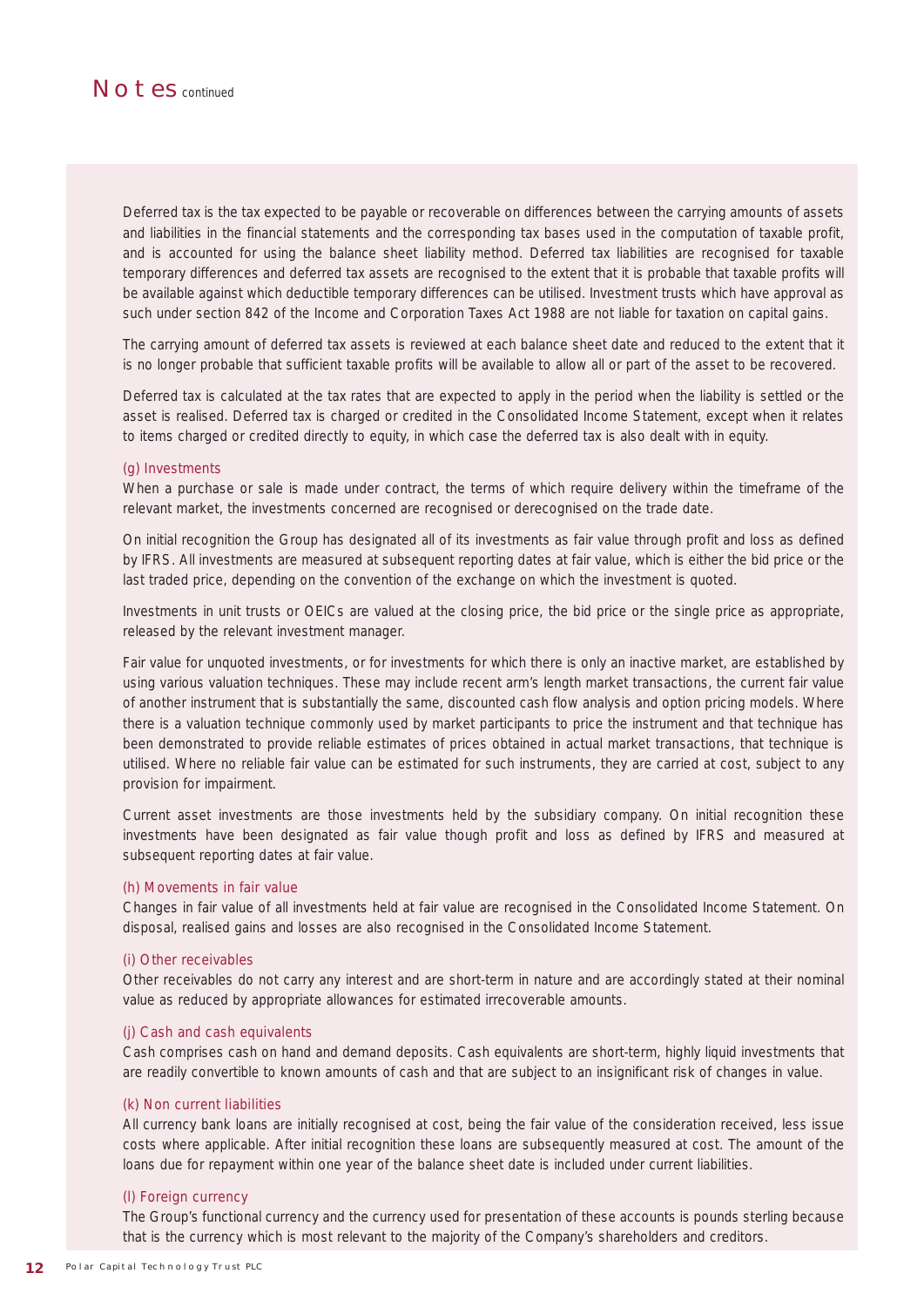# Notes continued

Deferred tax is the tax expected to be payable or recoverable on differences between the carrying amounts of assets and liabilities in the financial statements and the corresponding tax bases used in the computation of taxable profit, and is accounted for using the balance sheet liability method. Deferred tax liabilities are recognised for taxable temporary differences and deferred tax assets are recognised to the extent that it is probable that taxable profits will be available against which deductible temporary differences can be utilised. Investment trusts which have approval as such under section 842 of the Income and Corporation Taxes Act 1988 are not liable for taxation on capital gains.

The carrying amount of deferred tax assets is reviewed at each balance sheet date and reduced to the extent that it is no longer probable that sufficient taxable profits will be available to allow all or part of the asset to be recovered.

Deferred tax is calculated at the tax rates that are expected to apply in the period when the liability is settled or the asset is realised. Deferred tax is charged or credited in the Consolidated Income Statement, except when it relates to items charged or credited directly to equity, in which case the deferred tax is also dealt with in equity.

### (g) Investments

When a purchase or sale is made under contract, the terms of which require delivery within the timeframe of the relevant market, the investments concerned are recognised or derecognised on the trade date.

On initial recognition the Group has designated all of its investments as fair value through profit and loss as defined by IFRS. All investments are measured at subsequent reporting dates at fair value, which is either the bid price or the last traded price, depending on the convention of the exchange on which the investment is quoted.

Investments in unit trusts or OEICs are valued at the closing price, the bid price or the single price as appropriate, released by the relevant investment manager.

Fair value for unquoted investments, or for investments for which there is only an inactive market, are established by using various valuation techniques. These may include recent arm's length market transactions, the current fair value of another instrument that is substantially the same, discounted cash flow analysis and option pricing models. Where there is a valuation technique commonly used by market participants to price the instrument and that technique has been demonstrated to provide reliable estimates of prices obtained in actual market transactions, that technique is utilised. Where no reliable fair value can be estimated for such instruments, they are carried at cost, subject to any provision for impairment.

Current asset investments are those investments held by the subsidiary company. On initial recognition these investments have been designated as fair value though profit and loss as defined by IFRS and measured at subsequent reporting dates at fair value.

### (h) Movements in fair value

Changes in fair value of all investments held at fair value are recognised in the Consolidated Income Statement. On disposal, realised gains and losses are also recognised in the Consolidated Income Statement.

### (i) Other receivables

Other receivables do not carry any interest and are short-term in nature and are accordingly stated at their nominal value as reduced by appropriate allowances for estimated irrecoverable amounts.

### (j) Cash and cash equivalents

Cash comprises cash on hand and demand deposits. Cash equivalents are short-term, highly liquid investments that are readily convertible to known amounts of cash and that are subject to an insignificant risk of changes in value.

### (k) Non current liabilities

All currency bank loans are initially recognised at cost, being the fair value of the consideration received, less issue costs where applicable. After initial recognition these loans are subsequently measured at cost. The amount of the loans due for repayment within one year of the balance sheet date is included under current liabilities.

### (l) Foreign currency

The Group's functional currency and the currency used for presentation of these accounts is pounds sterling because that is the currency which is most relevant to the majority of the Company's shareholders and creditors.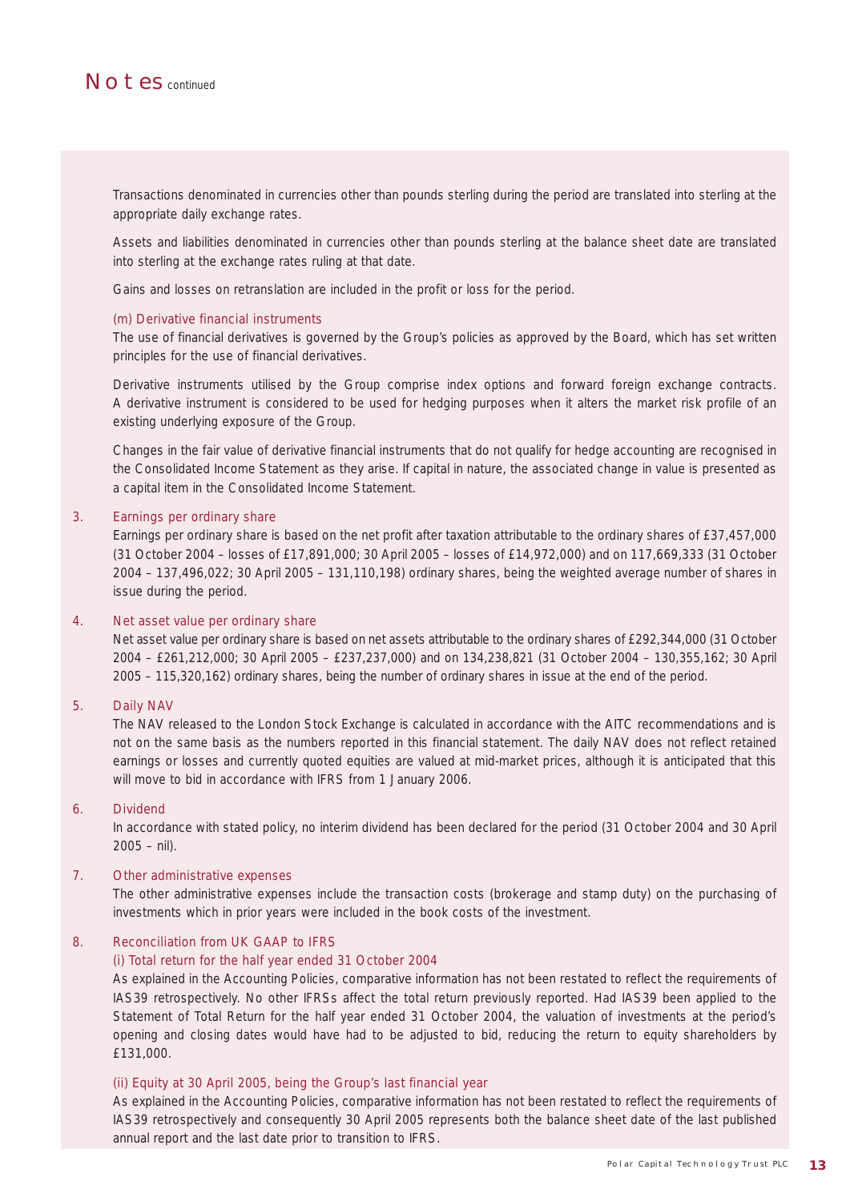# Notes continued

Transactions denominated in currencies other than pounds sterling during the period are translated into sterling at the appropriate daily exchange rates.

Assets and liabilities denominated in currencies other than pounds sterling at the balance sheet date are translated into sterling at the exchange rates ruling at that date.

Gains and losses on retranslation are included in the profit or loss for the period.

(m) Derivative financial instruments

The use of financial derivatives is governed by the Group's policies as approved by the Board, which has set written principles for the use of financial derivatives.

Derivative instruments utilised by the Group comprise index options and forward foreign exchange contracts. A derivative instrument is considered to be used for hedging purposes when it alters the market risk profile of an existing underlying exposure of the Group.

Changes in the fair value of derivative financial instruments that do not qualify for hedge accounting are recognised in the Consolidated Income Statement as they arise. If capital in nature, the associated change in value is presented as a capital item in the Consolidated Income Statement.

3. Earnings per ordinary share

Earnings per ordinary share is based on the net profit after taxation attributable to the ordinary shares of £37,457,000 (31 October 2004 – losses of £17,891,000; 30 April 2005 – losses of £14,972,000) and on 117,669,333 (31 October 2004 – 137,496,022; 30 April 2005 – 131,110,198) ordinary shares, being the weighted average number of shares in issue during the period.

4. Net asset value per ordinary share

Net asset value per ordinary share is based on net assets attributable to the ordinary shares of £292,344,000 (31 October 2004 – £261,212,000; 30 April 2005 – £237,237,000) and on 134,238,821 (31 October 2004 – 130,355,162; 30 April 2005 – 115,320,162) ordinary shares, being the number of ordinary shares in issue at the end of the period.

5. Daily NAV

The NAV released to the London Stock Exchange is calculated in accordance with the AITC recommendations and is not on the same basis as the numbers reported in this financial statement. The daily NAV does not reflect retained earnings or losses and currently quoted equities are valued at mid-market prices, although it is anticipated that this will move to bid in accordance with IFRS from 1 January 2006.

6. Dividend

In accordance with stated policy, no interim dividend has been declared for the period (31 October 2004 and 30 April 2005 – nil).

7. Other administrative expenses

The other administrative expenses include the transaction costs (brokerage and stamp duty) on the purchasing of investments which in prior years were included in the book costs of the investment.

8. Reconciliation from UK GAAP to IFRS

(i) Total return for the half year ended 31 October 2004

As explained in the Accounting Policies, comparative information has not been restated to reflect the requirements of IAS39 retrospectively. No other IFRSs affect the total return previously reported. Had IAS39 been applied to the Statement of Total Return for the half year ended 31 October 2004, the valuation of investments at the period's opening and closing dates would have had to be adjusted to bid, reducing the return to equity shareholders by £131,000.

(ii) Equity at 30 April 2005, being the Group's last financial year

As explained in the Accounting Policies, comparative information has not been restated to reflect the requirements of IAS39 retrospectively and consequently 30 April 2005 represents both the balance sheet date of the last published annual report and the last date prior to transition to IFRS.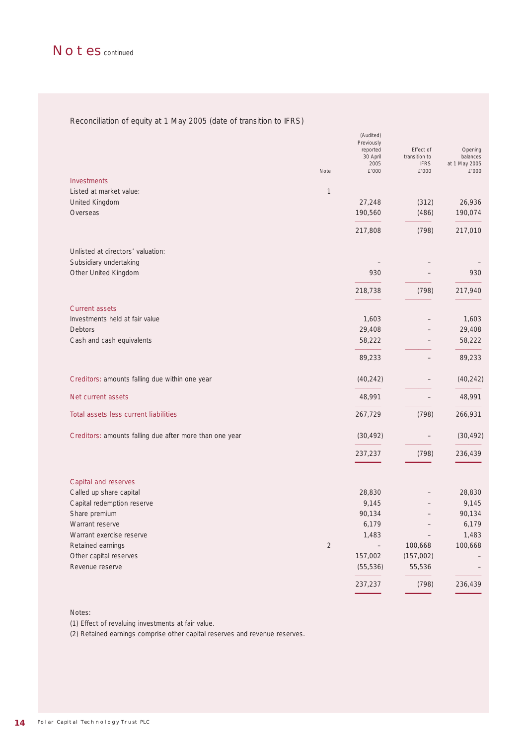# Notes continued

## Reconciliation of equity at 1 May 2005 (date of transition to IFRS)

| | Note | (Audited) Previously reported 30 April 2005 £'000 | Effect of transition to IFRS £'000 | Opening balances at 1 May 2005 £'000 |
|---|---|---|---|---|
| **Investments** | | | | |
| Listed at market value: | 1 | | | |
| United Kingdom | | 27,248 | (312) | 26,936 |
| Overseas | | 190,560 | (486) | 190,074 |
| | | 217,808 | (798) | 217,010 |
| Unlisted at directors' valuation: | | | | |
| Subsidiary undertaking | | – | – | – |
| Other United Kingdom | | 930 | – | 930 |
| | | 218,738 | (798) | 217,940 |
| **Current assets** | | | | |
| Investments held at fair value | | 1,603 | – | 1,603 |
| Debtors | | 29,408 | – | 29,408 |
| Cash and cash equivalents | | 58,222 | – | 58,222 |
| | | 89,233 | – | 89,233 |
| **Creditors:** amounts falling due within one year | | (40,242) | – | (40,242) |
| **Net current assets** | | 48,991 | – | 48,991 |
| **Total assets less current liabilities** | | 267,729 | (798) | 266,931 |
| **Creditors:** amounts falling due after more than one year | | (30,492) | – | (30,492) |
| | | 237,237 | (798) | 236,439 |
| **Capital and reserves** | | | | |
| Called up share capital | | 28,830 | – | 28,830 |
| Capital redemption reserve | | 9,145 | – | 9,145 |
| Share premium | | 90,134 | – | 90,134 |
| Warrant reserve | | 6,179 | – | 6,179 |
| Warrant exercise reserve | | 1,483 | – | 1,483 |
| Retained earnings | 2 | – | 100,668 | 100,668 |
| Other capital reserves | | 157,002 | (157,002) | – |
| Revenue reserve | | (55,536) | 55,536 | – |
| | | 237,237 | (798) | 236,439 |

Notes:

(1) Effect of revaluing investments at fair value.

(2) Retained earnings comprise other capital reserves and revenue reserves.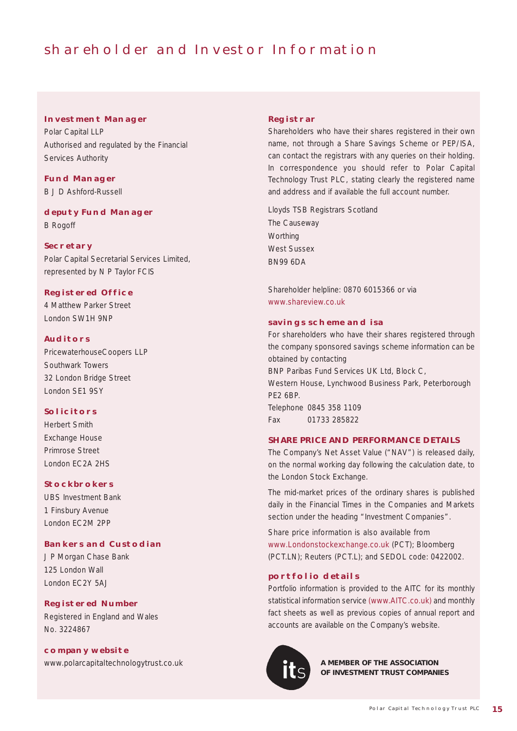# Shareholder and Investor Information

### Investment Manager
Polar Capital LLP
Authorised and regulated by the Financial Services Authority

### Fund Manager
B J D Ashford-Russell

### Deputy Fund Manager
B Rogoff

### Secretary
Polar Capital Secretarial Services Limited, represented by N P Taylor FCIS

### Registered Office
4 Matthew Parker Street
London SW1H 9NP

### Auditors
PricewaterhouseCoopers LLP
Southwark Towers
32 London Bridge Street
London SE1 9SY

### Solicitors
Herbert Smith
Exchange House
Primrose Street
London EC2A 2HS

### Stockbrokers
UBS Investment Bank
1 Finsbury Avenue
London EC2M 2PP

### Bankers and Custodian
J P Morgan Chase Bank
125 London Wall
London EC2Y 5AJ

### Registered Number
Registered in England and Wales
No. 3224867

### Company Website
www.polarcapitaltechnologytrust.co.uk

### Registrar
Shareholders who have their shares registered in their own name, not through a Share Savings Scheme or PEP/ISA, can contact the registrars with any queries on their holding. In correspondence you should refer to Polar Capital Technology Trust PLC, stating clearly the registered name and address and if available the full account number.

Lloyds TSB Registrars Scotland
The Causeway
Worthing
West Sussex
BN99 6DA

Shareholder helpline: 0870 6015366 or via www.shareview.co.uk

### Savings Scheme and ISA
For shareholders who have their shares registered through the company sponsored savings scheme information can be obtained by contacting
BNP Paribas Fund Services UK Ltd, Block C,
Western House, Lynchwood Business Park, Peterborough PE2 6BP.
Telephone 0845 358 1109
Fax 01733 285822

### SHARE PRICE AND PERFORMANCE DETAILS
The Company's Net Asset Value ("NAV") is released daily, on the normal working day following the calculation date, to the London Stock Exchange.

The mid-market prices of the ordinary shares is published daily in the Financial Times in the Companies and Markets section under the heading "Investment Companies".

Share price information is also available from www.Londonstockexchange.co.uk (PCT); Bloomberg (PCT.LN); Reuters (PCT.L); and SEDOL code: 0422002.

### Portfolio Details
Portfolio information is provided to the AITC for its monthly statistical information service (www.AITC.co.uk) and monthly fact sheets as well as previous copies of annual report and accounts are available on the Company's website.

**A MEMBER OF THE ASSOCIATION OF INVESTMENT TRUST COMPANIES**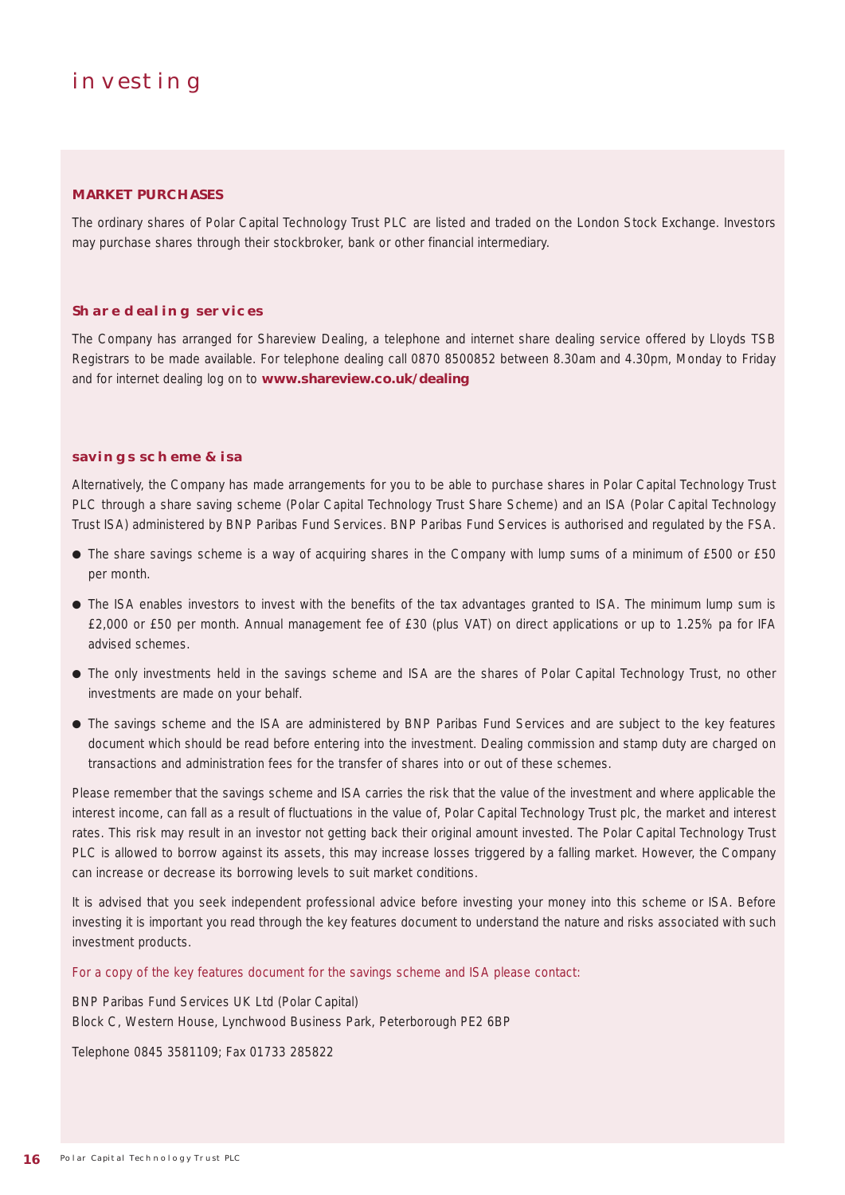# investing

## MARKET PURCHASES

The ordinary shares of Polar Capital Technology Trust PLC are listed and traded on the London Stock Exchange. Investors may purchase shares through their stockbroker, bank or other financial intermediary.

## Share dealing services

The Company has arranged for Shareview Dealing, a telephone and internet share dealing service offered by Lloyds TSB Registrars to be made available. For telephone dealing call 0870 8500852 between 8.30am and 4.30pm, Monday to Friday and for internet dealing log on to **www.shareview.co.uk/dealing**

## savings scheme & isa

Alternatively, the Company has made arrangements for you to be able to purchase shares in Polar Capital Technology Trust PLC through a share saving scheme (Polar Capital Technology Trust Share Scheme) and an ISA (Polar Capital Technology Trust ISA) administered by BNP Paribas Fund Services. BNP Paribas Fund Services is authorised and regulated by the FSA.

- The share savings scheme is a way of acquiring shares in the Company with lump sums of a minimum of £500 or £50 per month.
- The ISA enables investors to invest with the benefits of the tax advantages granted to ISA. The minimum lump sum is £2,000 or £50 per month. Annual management fee of £30 (plus VAT) on direct applications or up to 1.25% pa for IFA advised schemes.
- The only investments held in the savings scheme and ISA are the shares of Polar Capital Technology Trust, no other investments are made on your behalf.
- The savings scheme and the ISA are administered by BNP Paribas Fund Services and are subject to the key features document which should be read before entering into the investment. Dealing commission and stamp duty are charged on transactions and administration fees for the transfer of shares into or out of these schemes.

Please remember that the savings scheme and ISA carries the risk that the value of the investment and where applicable the interest income, can fall as a result of fluctuations in the value of, Polar Capital Technology Trust plc, the market and interest rates. This risk may result in an investor not getting back their original amount invested. The Polar Capital Technology Trust PLC is allowed to borrow against its assets, this may increase losses triggered by a falling market. However, the Company can increase or decrease its borrowing levels to suit market conditions.

It is advised that you seek independent professional advice before investing your money into this scheme or ISA. Before investing it is important you read through the key features document to understand the nature and risks associated with such investment products.

For a copy of the key features document for the savings scheme and ISA please contact:

BNP Paribas Fund Services UK Ltd (Polar Capital)
Block C, Western House, Lynchwood Business Park, Peterborough PE2 6BP

Telephone 0845 3581109; Fax 01733 285822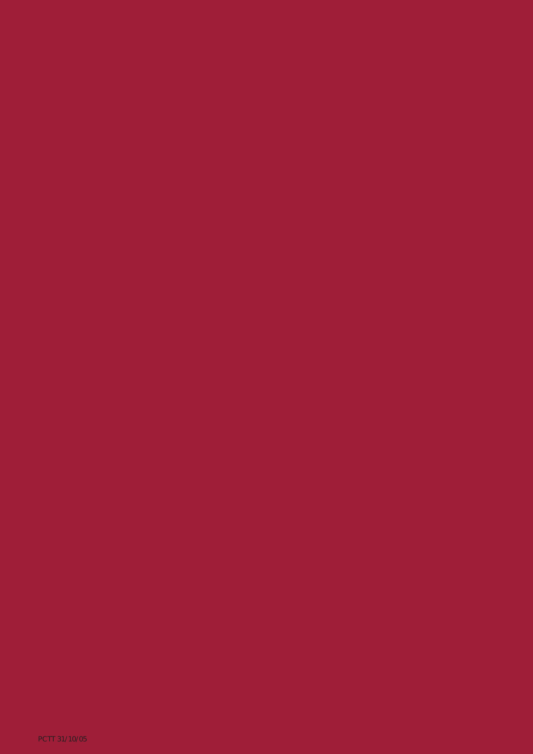PCTT 31/10/05